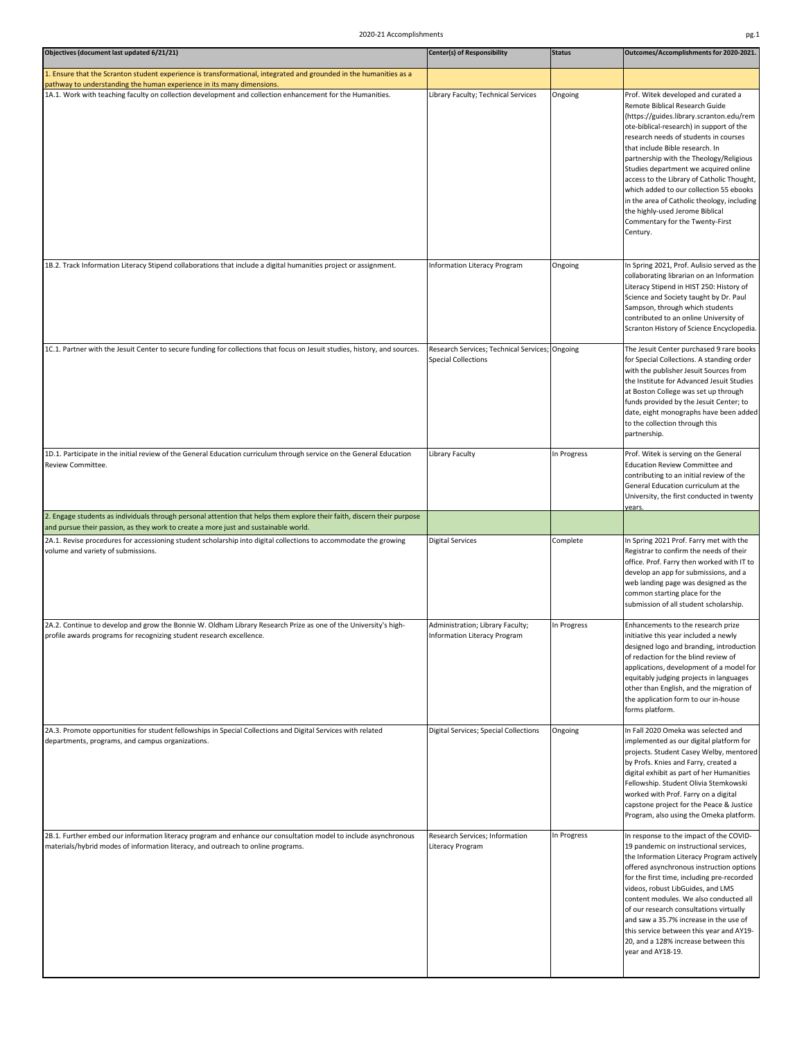| Objectives (document last updated 6/21/21) | Center(s) of Responsibility | Status | Outcomes/Accomplishments for 2020-2021. |
|---|---|---|---|
| 1. Ensure that the Scranton student experience is transformational, integrated and grounded in the humanities as a pathway to understanding the human experience in its many dimensions. | | | |
| 1A.1. Work with teaching faculty on collection development and collection enhancement for the Humanities. | Library Faculty; Technical Services | Ongoing | Prof. Witek developed and curated a Remote Biblical Research Guide (https://guides.library.scranton.edu/remote-biblical-research) in support of the research needs of students in courses that include Bible research. In partnership with the Theology/Religious Studies department we acquired online access to the Library of Catholic Thought, which added to our collection 55 ebooks in the area of Catholic theology, including the highly-used Jerome Biblical Commentary for the Twenty-First Century. |
| 1B.2. Track Information Literacy Stipend collaborations that include a digital humanities project or assignment. | Information Literacy Program | Ongoing | In Spring 2021, Prof. Aulisio served as the collaborating librarian on an Information Literacy Stipend in HIST 250: History of Science and Society taught by Dr. Paul Sampson, through which students contributed to an online University of Scranton History of Science Encyclopedia. |
| 1C.1. Partner with the Jesuit Center to secure funding for collections that focus on Jesuit studies, history, and sources. | Research Services; Technical Services; Special Collections | Ongoing | The Jesuit Center purchased 9 rare books for Special Collections. A standing order with the publisher Jesuit Sources from the Institute for Advanced Jesuit Studies at Boston College was set up through funds provided by the Jesuit Center; to date, eight monographs have been added to the collection through this partnership. |
| 1D.1. Participate in the initial review of the General Education curriculum through service on the General Education Review Committee. | Library Faculty | In Progress | Prof. Witek is serving on the General Education Review Committee and contributing to an initial review of the General Education curriculum at the University, the first conducted in twenty years. |
| 2. Engage students as individuals through personal attention that helps them explore their faith, discern their purpose and pursue their passion, as they work to create a more just and sustainable world. | | | |
| 2A.1. Revise procedures for accessioning student scholarship into digital collections to accommodate the growing volume and variety of submissions. | Digital Services | Complete | In Spring 2021 Prof. Farry met with the Registrar to confirm the needs of their office. Prof. Farry then worked with IT to develop an app for submissions, and a web landing page was designed as the common starting place for the submission of all student scholarship. |
| 2A.2. Continue to develop and grow the Bonnie W. Oldham Library Research Prize as one of the University's high-profile awards programs for recognizing student research excellence. | Administration; Library Faculty; Information Literacy Program | In Progress | Enhancements to the research prize initiative this year included a newly designed logo and branding, introduction of redaction for the blind review of applications, development of a model for equitably judging projects in languages other than English, and the migration of the application form to our in-house forms platform. |
| 2A.3. Promote opportunities for student fellowships in Special Collections and Digital Services with related departments, programs, and campus organizations. | Digital Services; Special Collections | Ongoing | In Fall 2020 Omeka was selected and implemented as our digital platform for projects. Student Casey Welby, mentored by Profs. Knies and Farry, created a digital exhibit as part of her Humanities Fellowship. Student Olivia Stemkowski worked with Prof. Farry on a digital capstone project for the Peace & Justice Program, also using the Omeka platform. |
| 2B.1. Further embed our information literacy program and enhance our consultation model to include asynchronous materials/hybrid modes of information literacy, and outreach to online programs. | Research Services; Information Literacy Program | In Progress | In response to the impact of the COVID-19 pandemic on instructional services, the Information Literacy Program actively offered asynchronous instruction options for the first time, including pre-recorded videos, robust LibGuides, and LMS content modules. We also conducted all of our research consultations virtually and saw a 35.7% increase in the use of this service between this year and AY19-20, and a 128% increase between this year and AY18-19. |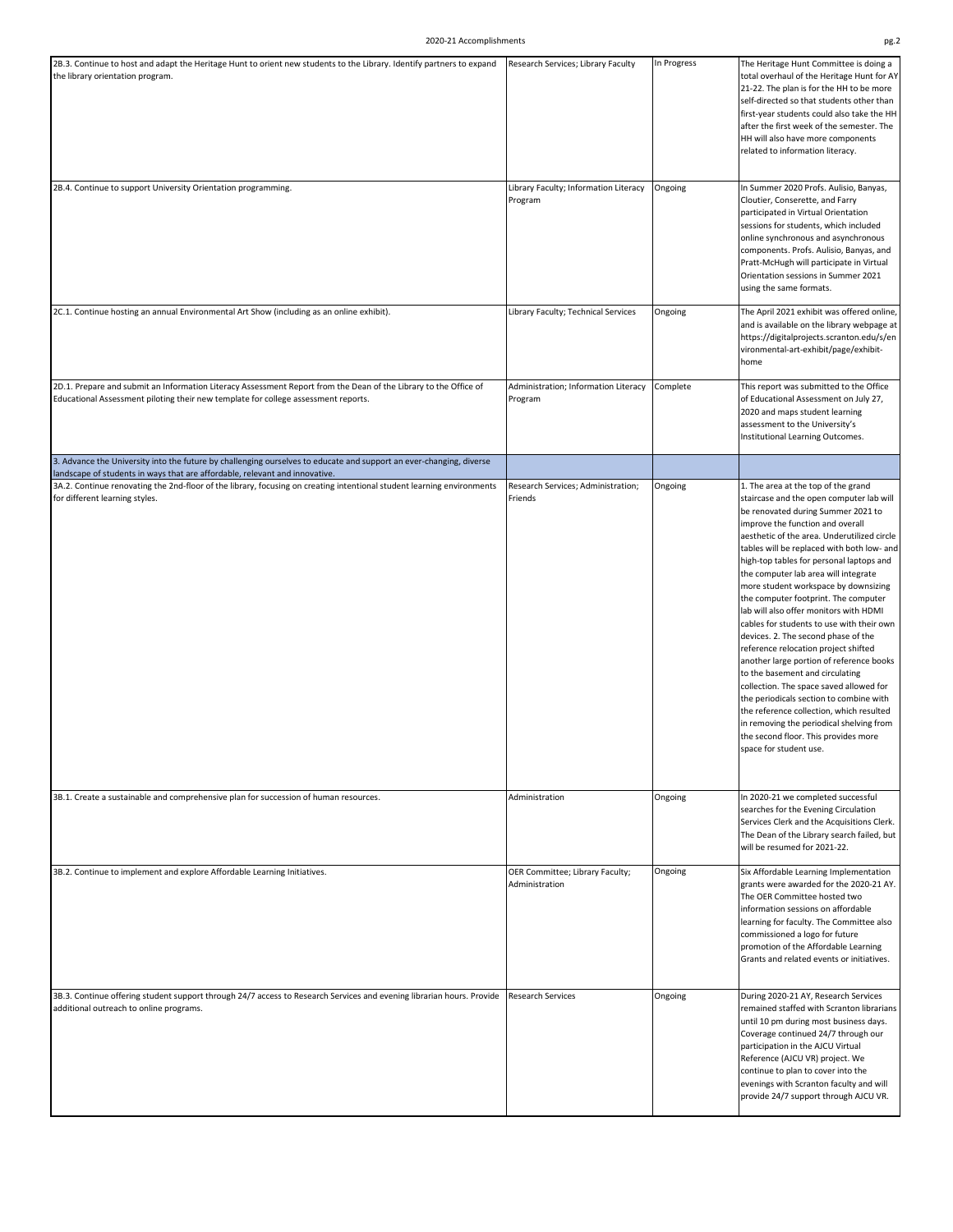| | | | |
|---|---|---|---|
| 2B.3. Continue to host and adapt the Heritage Hunt to orient new students to the Library. Identify partners to expand the library orientation program. | Research Services; Library Faculty | In Progress | The Heritage Hunt Committee is doing a total overhaul of the Heritage Hunt for AY 21-22. The plan is for the HH to be more self-directed so that students other than first-year students could also take the HH after the first week of the semester. The HH will also have more components related to information literacy. |
| 2B.4. Continue to support University Orientation programming. | Library Faculty; Information Literacy Program | Ongoing | In Summer 2020 Profs. Aulisio, Banyas, Cloutier, Conserette, and Farry participated in Virtual Orientation sessions for students, which included online synchronous and asynchronous components. Profs. Aulisio, Banyas, and Pratt-McHugh will participate in Virtual Orientation sessions in Summer 2021 using the same formats. |
| 2C.1. Continue hosting an annual Environmental Art Show (including as an online exhibit). | Library Faculty; Technical Services | Ongoing | The April 2021 exhibit was offered online, and is available on the library webpage at https://digitalprojects.scranton.edu/s/environmental-art-exhibit/page/exhibit-home |
| 2D.1. Prepare and submit an Information Literacy Assessment Report from the Dean of the Library to the Office of Educational Assessment piloting their new template for college assessment reports. | Administration; Information Literacy Program | Complete | This report was submitted to the Office of Educational Assessment on July 27, 2020 and maps student learning assessment to the University's Institutional Learning Outcomes. |
| 3. Advance the University into the future by challenging ourselves to educate and support an ever-changing, diverse landscape of students in ways that are affordable, relevant and innovative. | | | |
| 3A.2. Continue renovating the 2nd-floor of the library, focusing on creating intentional student learning environments for different learning styles. | Research Services; Administration; Friends | Ongoing | 1. The area at the top of the grand staircase and the open computer lab will be renovated during Summer 2021 to improve the function and overall aesthetic of the area. Underutilized circle tables will be replaced with both low- and high-top tables for personal laptops and the computer lab area will integrate more student workspace by downsizing the computer footprint. The computer lab will also offer monitors with HDMI cables for students to use with their own devices. 2. The second phase of the reference relocation project shifted another large portion of reference books to the basement and circulating collection. The space saved allowed for the periodicals section to combine with the reference collection, which resulted in removing the periodical shelving from the second floor. This provides more space for student use. |
| 3B.1. Create a sustainable and comprehensive plan for succession of human resources. | Administration | Ongoing | In 2020-21 we completed successful searches for the Evening Circulation Services Clerk and the Acquisitions Clerk. The Dean of the Library search failed, but will be resumed for 2021-22. |
| 3B.2. Continue to implement and explore Affordable Learning Initiatives. | OER Committee; Library Faculty; Administration | Ongoing | Six Affordable Learning Implementation grants were awarded for the 2020-21 AY. The OER Committee hosted two information sessions on affordable learning for faculty. The Committee also commissioned a logo for future promotion of the Affordable Learning Grants and related events or initiatives. |
| 3B.3. Continue offering student support through 24/7 access to Research Services and evening librarian hours. Provide additional outreach to online programs. | Research Services | Ongoing | During 2020-21 AY, Research Services remained staffed with Scranton librarians until 10 pm during most business days. Coverage continued 24/7 through our participation in the AJCU Virtual Reference (AJCU VR) project. We continue to plan to cover into the evenings with Scranton faculty and will provide 24/7 support through AJCU VR. |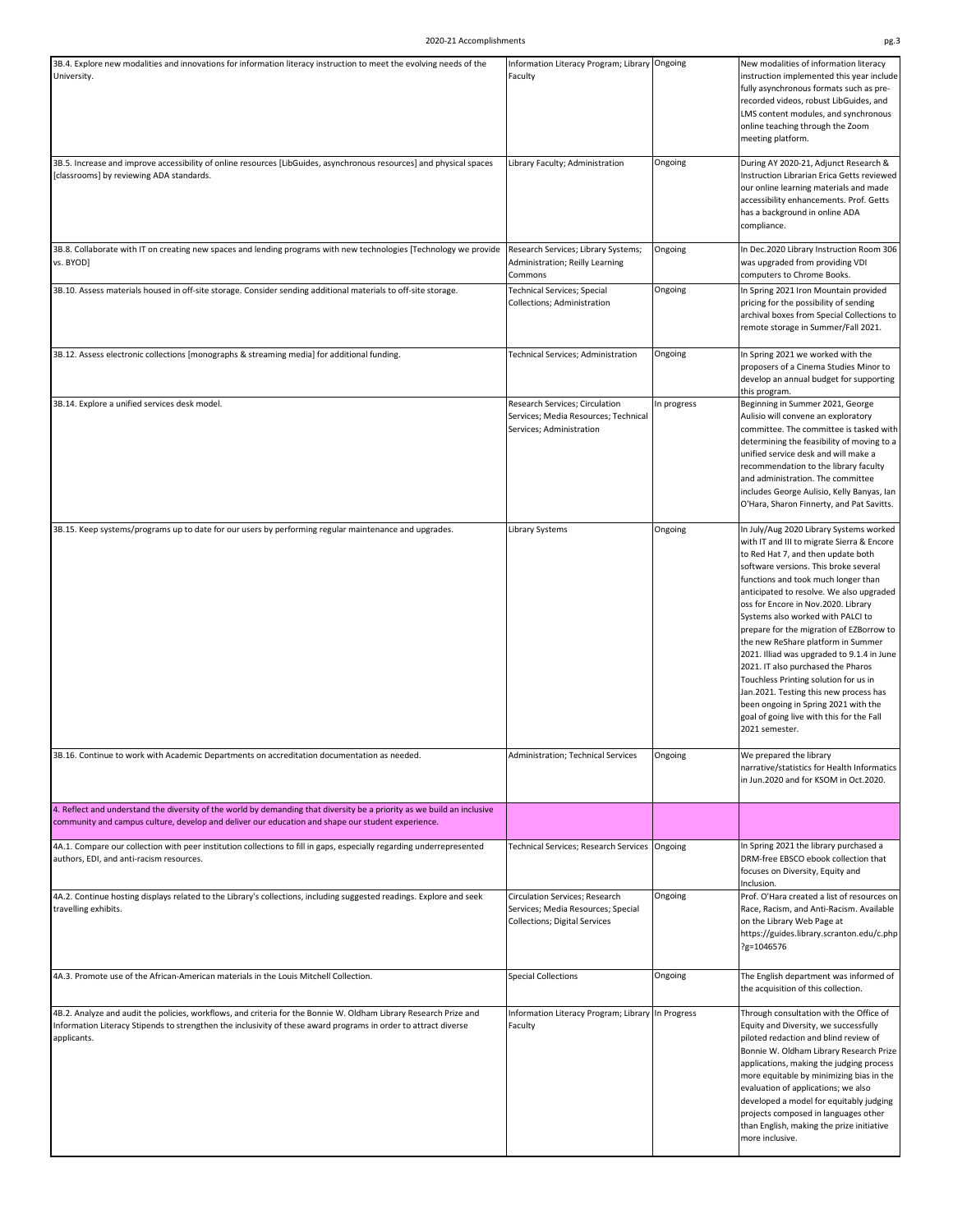| | | | |
|---|---|---|---|
| 3B.4. Explore new modalities and innovations for information literacy instruction to meet the evolving needs of the University. | Information Literacy Program; Library Faculty | Ongoing | New modalities of information literacy instruction implemented this year include fully asynchronous formats such as pre-recorded videos, robust LibGuides, and LMS content modules, and synchronous online teaching through the Zoom meeting platform. |
| 3B.5. Increase and improve accessibility of online resources [LibGuides, asynchronous resources] and physical spaces [classrooms] by reviewing ADA standards. | Library Faculty; Administration | Ongoing | During AY 2020-21, Adjunct Research & Instruction Librarian Erica Getts reviewed our online learning materials and made accessibility enhancements. Prof. Getts has a background in online ADA compliance. |
| 3B.8. Collaborate with IT on creating new spaces and lending programs with new technologies [Technology we provide vs. BYOD] | Research Services; Library Systems; Administration; Reilly Learning Commons | Ongoing | In Dec.2020 Library Instruction Room 306 was upgraded from providing VDI computers to Chrome Books. |
| 3B.10. Assess materials housed in off-site storage. Consider sending additional materials to off-site storage. | Technical Services; Special Collections; Administration | Ongoing | In Spring 2021 Iron Mountain provided pricing for the possibility of sending archival boxes from Special Collections to remote storage in Summer/Fall 2021. |
| 3B.12. Assess electronic collections [monographs & streaming media] for additional funding. | Technical Services; Administration | Ongoing | In Spring 2021 we worked with the proposers of a Cinema Studies Minor to develop an annual budget for supporting this program. |
| 3B.14. Explore a unified services desk model. | Research Services; Circulation Services; Media Resources; Technical Services; Administration | In progress | Beginning in Summer 2021, George Aulisio will convene an exploratory committee. The committee is tasked with determining the feasibility of moving to a unified service desk and will make a recommendation to the library faculty and administration. The committee includes George Aulisio, Kelly Banyas, Ian O'Hara, Sharon Finnerty, and Pat Savitts. |
| 3B.15. Keep systems/programs up to date for our users by performing regular maintenance and upgrades. | Library Systems | Ongoing | In July/Aug 2020 Library Systems worked with IT and III to migrate Sierra & Encore to Red Hat 7, and then update both software versions. This broke several functions and took much longer than anticipated to resolve. We also upgraded oss for Encore in Nov.2020. Library Systems also worked with PALCI to prepare for the migration of EZBorrow to the new ReShare platform in Summer 2021. Illiad was upgraded to 9.1.4 in June 2021. IT also purchased the Pharos Touchless Printing solution for us in Jan.2021. Testing this new process has been ongoing in Spring 2021 with the goal of going live with this for the Fall 2021 semester. |
| 3B.16. Continue to work with Academic Departments on accreditation documentation as needed. | Administration; Technical Services | Ongoing | We prepared the library narrative/statistics for Health Informatics in Jun.2020 and for KSOM in Oct.2020. |
| 4. Reflect and understand the diversity of the world by demanding that diversity be a priority as we build an inclusive community and campus culture, develop and deliver our education and shape our student experience. | | | |
| 4A.1. Compare our collection with peer institution collections to fill in gaps, especially regarding underrepresented authors, EDI, and anti-racism resources. | Technical Services; Research Services | Ongoing | In Spring 2021 the library purchased a DRM-free EBSCO ebook collection that focuses on Diversity, Equity and Inclusion. |
| 4A.2. Continue hosting displays related to the Library's collections, including suggested readings. Explore and seek travelling exhibits. | Circulation Services; Research Services; Media Resources; Special Collections; Digital Services | Ongoing | Prof. O'Hara created a list of resources on Race, Racism, and Anti-Racism. Available on the Library Web Page at https://guides.library.scranton.edu/c.php?g=1046576 |
| 4A.3. Promote use of the African-American materials in the Louis Mitchell Collection. | Special Collections | Ongoing | The English department was informed of the acquisition of this collection. |
| 4B.2. Analyze and audit the policies, workflows, and criteria for the Bonnie W. Oldham Library Research Prize and Information Literacy Stipends to strengthen the inclusivity of these award programs in order to attract diverse applicants. | Information Literacy Program; Library Faculty | In Progress | Through consultation with the Office of Equity and Diversity, we successfully piloted redaction and blind review of Bonnie W. Oldham Library Research Prize applications, making the judging process more equitable by minimizing bias in the evaluation of applications; we also developed a model for equitably judging projects composed in languages other than English, making the prize initiative more inclusive. |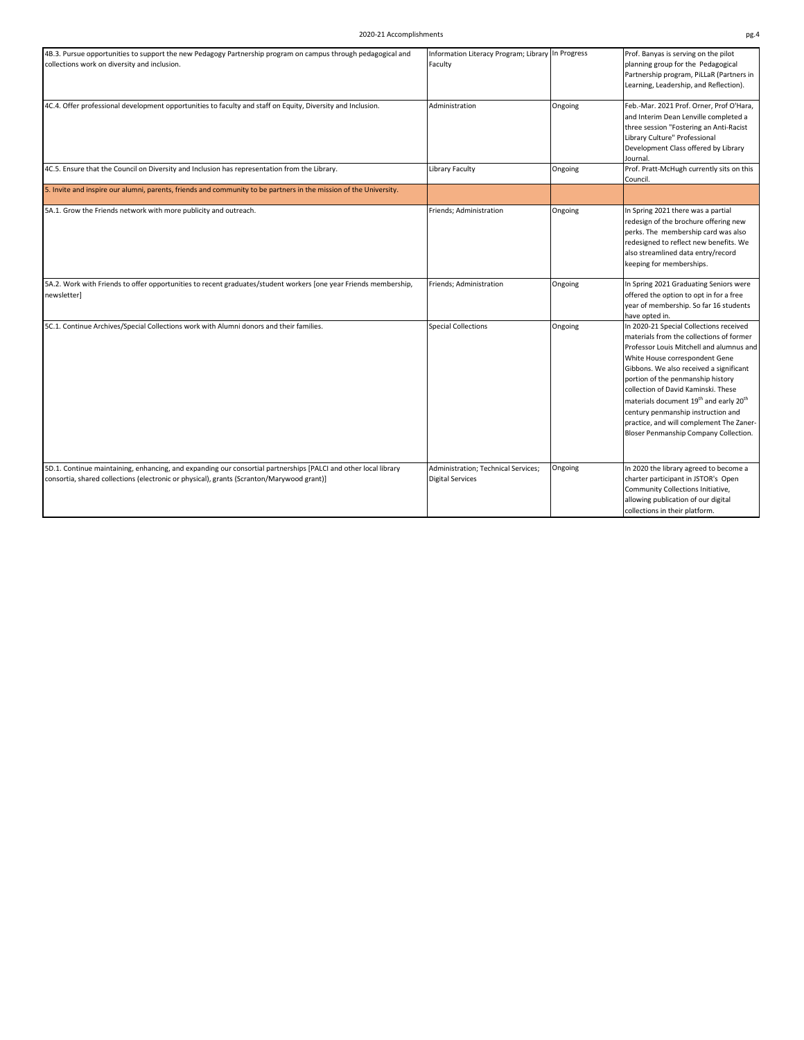| | | | |
|---|---|---|---|
| 4B.3. Pursue opportunities to support the new Pedagogy Partnership program on campus through pedagogical and collections work on diversity and inclusion. | Information Literacy Program; Library Faculty | In Progress | Prof. Banyas is serving on the pilot planning group for the Pedagogical Partnership program, PiLLaR (Partners in Learning, Leadership, and Reflection). |
| 4C.4. Offer professional development opportunities to faculty and staff on Equity, Diversity and Inclusion. | Administration | Ongoing | Feb.-Mar. 2021 Prof. Orner, Prof O'Hara, and Interim Dean Lenville completed a three session "Fostering an Anti-Racist Library Culture" Professional Development Class offered by Library Journal. |
| 4C.5. Ensure that the Council on Diversity and Inclusion has representation from the Library. | Library Faculty | Ongoing | Prof. Pratt-McHugh currently sits on this Council. |
| 5. Invite and inspire our alumni, parents, friends and community to be partners in the mission of the University. | | | |
| 5A.1. Grow the Friends network with more publicity and outreach. | Friends; Administration | Ongoing | In Spring 2021 there was a partial redesign of the brochure offering new perks. The membership card was also redesigned to reflect new benefits. We also streamlined data entry/record keeping for memberships. |
| 5A.2. Work with Friends to offer opportunities to recent graduates/student workers [one year Friends membership, newsletter] | Friends; Administration | Ongoing | In Spring 2021 Graduating Seniors were offered the option to opt in for a free year of membership. So far 16 students have opted in. |
| 5C.1. Continue Archives/Special Collections work with Alumni donors and their families. | Special Collections | Ongoing | In 2020-21 Special Collections received materials from the collections of former Professor Louis Mitchell and alumnus and White House correspondent Gene Gibbons. We also received a significant portion of the penmanship history collection of David Kaminski. These materials document 19th and early 20th century penmanship instruction and practice, and will complement The Zaner-Bloser Penmanship Company Collection. |
| 5D.1. Continue maintaining, enhancing, and expanding our consortial partnerships [PALCI and other local library consortia, shared collections (electronic or physical), grants (Scranton/Marywood grant)] | Administration; Technical Services; Digital Services | Ongoing | In 2020 the library agreed to become a charter participant in JSTOR's Open Community Collections Initiative, allowing publication of our digital collections in their platform. |